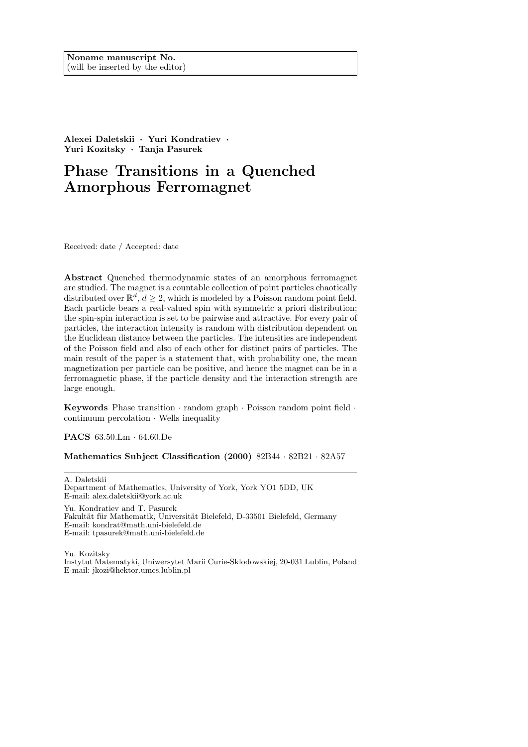Noname manuscript No.
(will be inserted by the editor)

**Alexei Daletskii · Yuri Kondratiev · Yuri Kozitsky · Tanja Pasurek**

# Phase Transitions in a Quenched Amorphous Ferromagnet

Received: date / Accepted: date

**Abstract** Quenched thermodynamic states of an amorphous ferromagnet are studied. The magnet is a countable collection of point particles chaotically distributed over $\mathbb{R}^d$, $d \geq 2$, which is modeled by a Poisson random point field. Each particle bears a real-valued spin with symmetric a priori distribution; the spin-spin interaction is set to be pairwise and attractive. For every pair of particles, the interaction intensity is random with distribution dependent on the Euclidean distance between the particles. The intensities are independent of the Poisson field and also of each other for distinct pairs of particles. The main result of the paper is a statement that, with probability one, the mean magnetization per particle can be positive, and hence the magnet can be in a ferromagnetic phase, if the particle density and the interaction strength are large enough.

**Keywords** Phase transition · random graph · Poisson random point field · continuum percolation · Wells inequality

**PACS** 63.50.Lm · 64.60.De

**Mathematics Subject Classification (2000)** 82B44 · 82B21 · 82A57

---

A. Daletskii
Department of Mathematics, University of York, York YO1 5DD, UK
E-mail: alex.daletskii@york.ac.uk

Yu. Kondratiev and T. Pasurek
Fakultät für Mathematik, Universität Bielefeld, D-33501 Bielefeld, Germany
E-mail: kondrat@math.uni-bielefeld.de
E-mail: tpasurek@math.uni-bielefeld.de

Yu. Kozitsky
Instytut Matematyki, Uniwersytet Marii Curie-Sklodowskiej, 20-031 Lublin, Poland
E-mail: jkozi@hektor.umcs.lublin.pl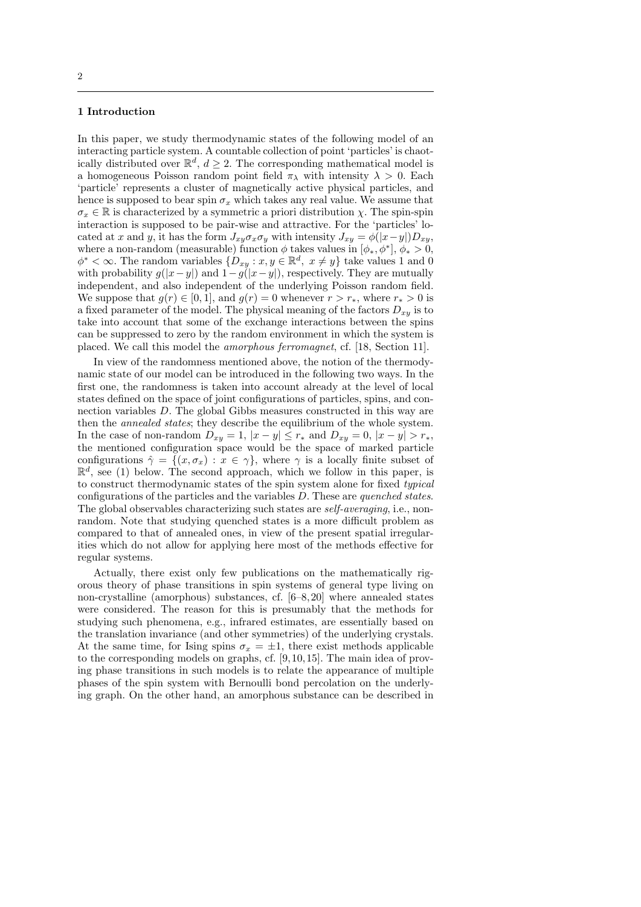## 1 Introduction

In this paper, we study thermodynamic states of the following model of an interacting particle system. A countable collection of point 'particles' is chaotically distributed over $\mathbb{R}^d$, $d \geq 2$. The corresponding mathematical model is a homogeneous Poisson random point field $\pi_\lambda$ with intensity $\lambda > 0$. Each 'particle' represents a cluster of magnetically active physical particles, and hence is supposed to bear spin $\sigma_x$ which takes any real value. We assume that $\sigma_x \in \mathbb{R}$ is characterized by a symmetric a priori distribution $\chi$. The spin-spin interaction is supposed to be pair-wise and attractive. For the 'particles' located at $x$ and $y$, it has the form $J_{xy}\sigma_x\sigma_y$ with intensity $J_{xy} = \phi(|x-y|)D_{xy}$, where a non-random (measurable) function $\phi$ takes values in $[\phi_*, \phi^*]$, $\phi_* > 0$, $\phi^* < \infty$. The random variables $\{D_{xy} : x, y \in \mathbb{R}^d,\ x \neq y\}$ take values 1 and 0 with probability $g(|x-y|)$ and $1-g(|x-y|)$, respectively. They are mutually independent, and also independent of the underlying Poisson random field. We suppose that $g(r) \in [0, 1]$, and $g(r) = 0$ whenever $r > r_*$, where $r_* > 0$ is a fixed parameter of the model. The physical meaning of the factors $D_{xy}$ is to take into account that some of the exchange interactions between the spins can be suppressed to zero by the random environment in which the system is placed. We call this model the *amorphous ferromagnet*, cf. [18, Section 11].

In view of the randomness mentioned above, the notion of the thermodynamic state of our model can be introduced in the following two ways. In the first one, the randomness is taken into account already at the level of local states defined on the space of joint configurations of particles, spins, and connection variables $D$. The global Gibbs measures constructed in this way are then the *annealed states*; they describe the equilibrium of the whole system. In the case of non-random $D_{xy} = 1$, $|x-y| \leq r_*$ and $D_{xy} = 0$, $|x-y| > r_*$, the mentioned configuration space would be the space of marked particle configurations $\hat{\gamma} = \{(x, \sigma_x) : x \in \gamma\}$, where $\gamma$ is a locally finite subset of $\mathbb{R}^d$, see (1) below. The second approach, which we follow in this paper, is to construct thermodynamic states of the spin system alone for fixed *typical* configurations of the particles and the variables $D$. These are *quenched states*. The global observables characterizing such states are *self-averaging*, i.e., non-random. Note that studying quenched states is a more difficult problem as compared to that of annealed ones, in view of the present spatial irregularities which do not allow for applying here most of the methods effective for regular systems.

Actually, there exist only few publications on the mathematically rigorous theory of phase transitions in spin systems of general type living on non-crystalline (amorphous) substances, cf. [6–8, 20] where annealed states were considered. The reason for this is presumably that the methods for studying such phenomena, e.g., infrared estimates, are essentially based on the translation invariance (and other symmetries) of the underlying crystals. At the same time, for Ising spins $\sigma_x = \pm 1$, there exist methods applicable to the corresponding models on graphs, cf. [9, 10, 15]. The main idea of proving phase transitions in such models is to relate the appearance of multiple phases of the spin system with Bernoulli bond percolation on the underlying graph. On the other hand, an amorphous substance can be described in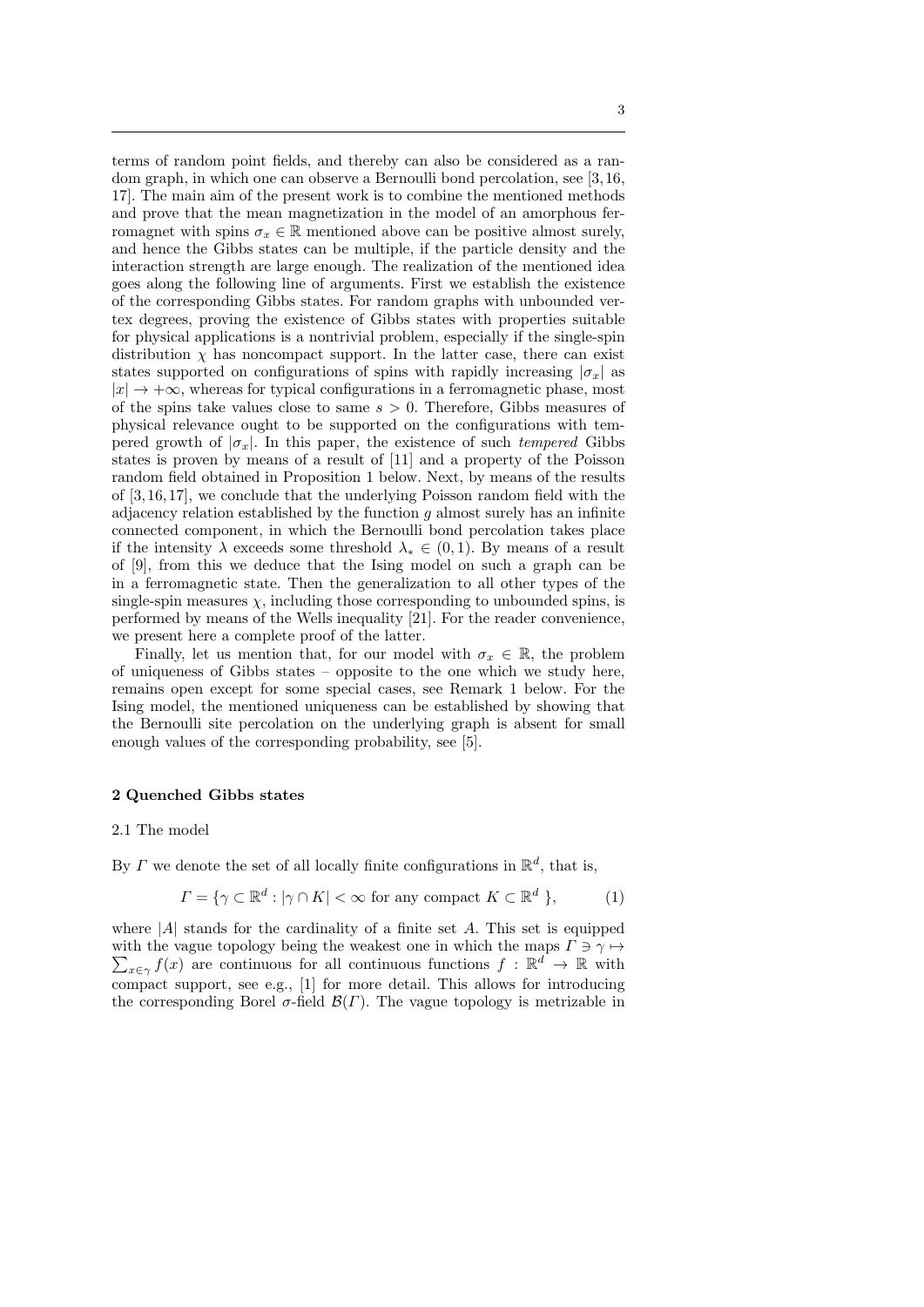terms of random point fields, and thereby can also be considered as a random graph, in which one can observe a Bernoulli bond percolation, see [3,16, 17]. The main aim of the present work is to combine the mentioned methods and prove that the mean magnetization in the model of an amorphous ferromagnet with spins $\sigma_x \in \mathbb{R}$ mentioned above can be positive almost surely, and hence the Gibbs states can be multiple, if the particle density and the interaction strength are large enough. The realization of the mentioned idea goes along the following line of arguments. First we establish the existence of the corresponding Gibbs states. For random graphs with unbounded vertex degrees, proving the existence of Gibbs states with properties suitable for physical applications is a nontrivial problem, especially if the single-spin distribution $\chi$ has noncompact support. In the latter case, there can exist states supported on configurations of spins with rapidly increasing $|\sigma_x|$ as $|x| \to +\infty$, whereas for typical configurations in a ferromagnetic phase, most of the spins take values close to same $s > 0$. Therefore, Gibbs measures of physical relevance ought to be supported on the configurations with tempered growth of $|\sigma_x|$. In this paper, the existence of such *tempered* Gibbs states is proven by means of a result of [11] and a property of the Poisson random field obtained in Proposition 1 below. Next, by means of the results of [3,16,17], we conclude that the underlying Poisson random field with the adjacency relation established by the function $g$ almost surely has an infinite connected component, in which the Bernoulli bond percolation takes place if the intensity $\lambda$ exceeds some threshold $\lambda_* \in (0,1)$. By means of a result of [9], from this we deduce that the Ising model on such a graph can be in a ferromagnetic state. Then the generalization to all other types of the single-spin measures $\chi$, including those corresponding to unbounded spins, is performed by means of the Wells inequality [21]. For the reader convenience, we present here a complete proof of the latter.

Finally, let us mention that, for our model with $\sigma_x \in \mathbb{R}$, the problem of uniqueness of Gibbs states – opposite to the one which we study here, remains open except for some special cases, see Remark 1 below. For the Ising model, the mentioned uniqueness can be established by showing that the Bernoulli site percolation on the underlying graph is absent for small enough values of the corresponding probability, see [5].

## 2 Quenched Gibbs states

### 2.1 The model

By $\Gamma$ we denote the set of all locally finite configurations in $\mathbb{R}^d$, that is,

$$\Gamma = \{\gamma \subset \mathbb{R}^d : |\gamma \cap K| < \infty \text{ for any compact } K \subset \mathbb{R}^d \}, \tag{1}$$

where $|A|$ stands for the cardinality of a finite set $A$. This set is equipped with the vague topology being the weakest one in which the maps $\Gamma \ni \gamma \mapsto \sum_{x\in\gamma} f(x)$ are continuous for all continuous functions $f : \mathbb{R}^d \to \mathbb{R}$ with compact support, see e.g., [1] for more detail. This allows for introducing the corresponding Borel $\sigma$-field $\mathcal{B}(\Gamma)$. The vague topology is metrizable in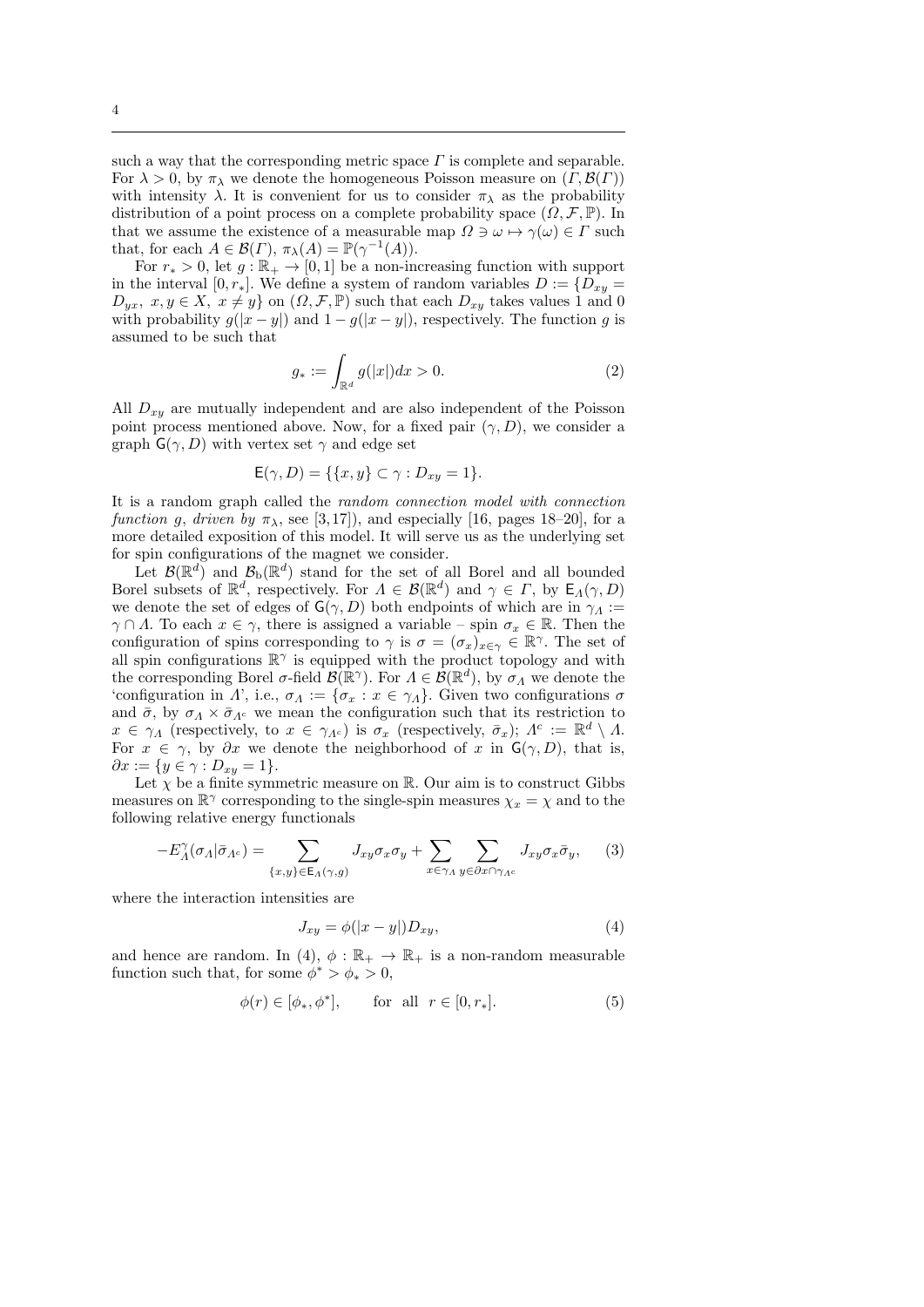such a way that the corresponding metric space $\Gamma$ is complete and separable. For $\lambda > 0$, by $\pi_\lambda$ we denote the homogeneous Poisson measure on $(\Gamma, \mathcal{B}(\Gamma))$ with intensity $\lambda$. It is convenient for us to consider $\pi_\lambda$ as the probability distribution of a point process on a complete probability space $(\Omega, \mathcal{F}, \mathbb{P})$. In that we assume the existence of a measurable map $\Omega \ni \omega \mapsto \gamma(\omega) \in \Gamma$ such that, for each $A \in \mathcal{B}(\Gamma)$, $\pi_\lambda(A) = \mathbb{P}(\gamma^{-1}(A))$.

For $r_* > 0$, let $g : \mathbb{R}_+ \to [0, 1]$ be a non-increasing function with support in the interval $[0, r_*]$. We define a system of random variables $D := \{D_{xy} = D_{yx},\ x, y \in X,\ x \neq y\}$ on $(\Omega, \mathcal{F}, \mathbb{P})$ such that each $D_{xy}$ takes values 1 and 0 with probability $g(|x - y|)$ and $1 - g(|x - y|)$, respectively. The function $g$ is assumed to be such that

$$g_* := \int_{\mathbb{R}^d} g(|x|)dx > 0. \tag{2}$$

All $D_{xy}$ are mutually independent and are also independent of the Poisson point process mentioned above. Now, for a fixed pair $(\gamma, D)$, we consider a graph $\mathsf{G}(\gamma, D)$ with vertex set $\gamma$ and edge set

$$\mathsf{E}(\gamma, D) = \{\{x, y\} \subset \gamma : D_{xy} = 1\}.$$

It is a random graph called the *random connection model with connection function $g$, driven by $\pi_\lambda$*, see [3,17]), and especially [16, pages 18–20], for a more detailed exposition of this model. It will serve us as the underlying set for spin configurations of the magnet we consider.

Let $\mathcal{B}(\mathbb{R}^d)$ and $\mathcal{B}_\mathrm{b}(\mathbb{R}^d)$ stand for the set of all Borel and all bounded Borel subsets of $\mathbb{R}^d$, respectively. For $\Lambda \in \mathcal{B}(\mathbb{R}^d)$ and $\gamma \in \Gamma$, by $\mathsf{E}_\Lambda(\gamma, D)$ we denote the set of edges of $\mathsf{G}(\gamma, D)$ both endpoints of which are in $\gamma_\Lambda := \gamma \cap \Lambda$. To each $x \in \gamma$, there is assigned a variable – spin $\sigma_x \in \mathbb{R}$. Then the configuration of spins corresponding to $\gamma$ is $\sigma = (\sigma_x)_{x \in \gamma} \in \mathbb{R}^\gamma$. The set of all spin configurations $\mathbb{R}^\gamma$ is equipped with the product topology and with the corresponding Borel $\sigma$-field $\mathcal{B}(\mathbb{R}^\gamma)$. For $\Lambda \in \mathcal{B}(\mathbb{R}^d)$, by $\sigma_\Lambda$ we denote the 'configuration in $\Lambda$', i.e., $\sigma_\Lambda := \{\sigma_x : x \in \gamma_\Lambda\}$. Given two configurations $\sigma$ and $\bar{\sigma}$, by $\sigma_\Lambda \times \bar{\sigma}_{\Lambda^c}$ we mean the configuration such that its restriction to $x \in \gamma_\Lambda$ (respectively, to $x \in \gamma_{\Lambda^c}$) is $\sigma_x$ (respectively, $\bar{\sigma}_x$); $\Lambda^c := \mathbb{R}^d \setminus \Lambda$. For $x \in \gamma$, by $\partial x$ we denote the neighborhood of $x$ in $\mathsf{G}(\gamma, D)$, that is, $\partial x := \{y \in \gamma : D_{xy} = 1\}$.

Let $\chi$ be a finite symmetric measure on $\mathbb{R}$. Our aim is to construct Gibbs measures on $\mathbb{R}^\gamma$ corresponding to the single-spin measures $\chi_x = \chi$ and to the following relative energy functionals

$$-E^\gamma_\Lambda(\sigma_\Lambda|\bar{\sigma}_{\Lambda^c}) = \sum_{\{x,y\} \in \mathsf{E}_\Lambda(\gamma, g)} J_{xy}\sigma_x\sigma_y + \sum_{x \in \gamma_\Lambda} \sum_{y \in \partial x \cap \gamma_{\Lambda^c}} J_{xy}\sigma_x\bar{\sigma}_y, \tag{3}$$

where the interaction intensities are

$$J_{xy} = \phi(|x - y|)D_{xy}, \tag{4}$$

and hence are random. In (4), $\phi : \mathbb{R}_+ \to \mathbb{R}_+$ is a non-random measurable function such that, for some $\phi^* > \phi_* > 0$,

$$\phi(r) \in [\phi_*, \phi^*], \qquad \text{for all} \quad r \in [0, r_*]. \tag{5}$$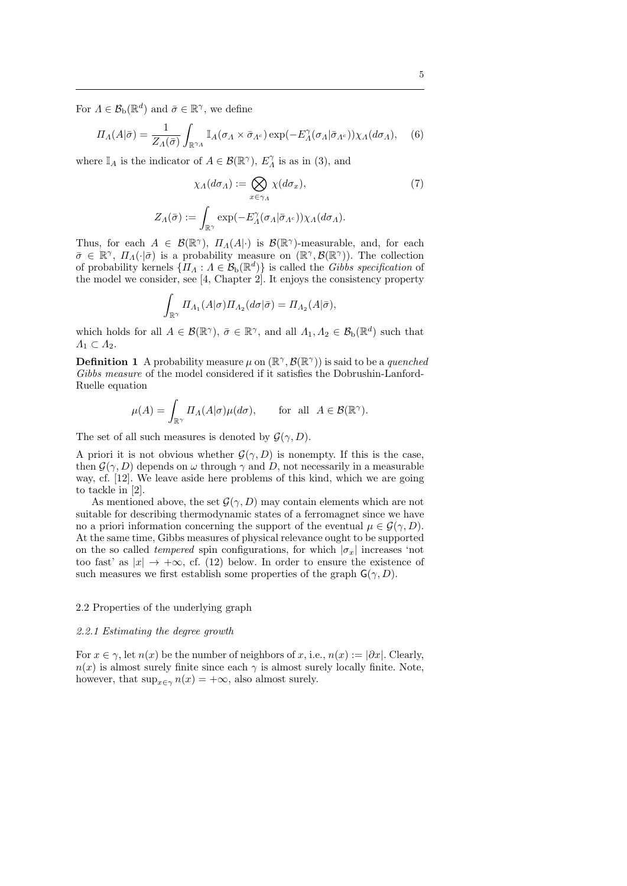For $\Lambda \in \mathcal{B}_{\rm b}(\mathbb{R}^d)$ and $\bar{\sigma} \in \mathbb{R}^\gamma$, we define

$$\Pi_\Lambda(A|\bar{\sigma}) = \frac{1}{Z_\Lambda(\bar{\sigma})} \int_{\mathbb{R}^{\gamma_\Lambda}} \mathbb{I}_A(\sigma_\Lambda \times \bar{\sigma}_{\Lambda^c}) \exp(-E^\gamma_\Lambda(\sigma_\Lambda|\bar{\sigma}_{\Lambda^c}))\chi_\Lambda(d\sigma_\Lambda), \quad (6)$$

where $\mathbb{I}_A$ is the indicator of $A \in \mathcal{B}(\mathbb{R}^\gamma)$, $E^\gamma_\Lambda$ is as in (3), and

$$\chi_\Lambda(d\sigma_\Lambda) := \bigotimes_{x\in\gamma_\Lambda} \chi(d\sigma_x), \quad (7)$$

$$Z_\Lambda(\bar{\sigma}) := \int_{\mathbb{R}^\gamma} \exp(-E^\gamma_\Lambda(\sigma_\Lambda|\bar{\sigma}_{\Lambda^c}))\chi_\Lambda(d\sigma_\Lambda).$$

Thus, for each $A \in \mathcal{B}(\mathbb{R}^\gamma)$, $\Pi_\Lambda(A|\cdot)$ is $\mathcal{B}(\mathbb{R}^\gamma)$-measurable, and, for each $\bar{\sigma} \in \mathbb{R}^\gamma$, $\Pi_\Lambda(\cdot|\bar{\sigma})$ is a probability measure on $(\mathbb{R}^\gamma, \mathcal{B}(\mathbb{R}^\gamma))$. The collection of probability kernels $\{\Pi_\Lambda : \Lambda \in \mathcal{B}_{\rm b}(\mathbb{R}^d)\}$ is called the *Gibbs specification* of the model we consider, see [4, Chapter 2]. It enjoys the consistency property

$$\int_{\mathbb{R}^\gamma} \Pi_{\Lambda_1}(A|\sigma)\Pi_{\Lambda_2}(d\sigma|\bar{\sigma}) = \Pi_{\Lambda_2}(A|\bar{\sigma}),$$

which holds for all $A \in \mathcal{B}(\mathbb{R}^\gamma)$, $\bar{\sigma} \in \mathbb{R}^\gamma$, and all $\Lambda_1, \Lambda_2 \in \mathcal{B}_{\rm b}(\mathbb{R}^d)$ such that $\Lambda_1 \subset \Lambda_2$.

**Definition 1** A probability measure $\mu$ on $(\mathbb{R}^\gamma, \mathcal{B}(\mathbb{R}^\gamma))$ is said to be a *quenched Gibbs measure* of the model considered if it satisfies the Dobrushin-Lanford-Ruelle equation

$$\mu(A) = \int_{\mathbb{R}^\gamma} \Pi_\Lambda(A|\sigma)\mu(d\sigma), \qquad \text{for all} \ \ A \in \mathcal{B}(\mathbb{R}^\gamma).$$

The set of all such measures is denoted by $\mathcal{G}(\gamma, D)$.

A priori it is not obvious whether $\mathcal{G}(\gamma, D)$ is nonempty. If this is the case, then $\mathcal{G}(\gamma, D)$ depends on $\omega$ through $\gamma$ and $D$, not necessarily in a measurable way, cf. [12]. We leave aside here problems of this kind, which we are going to tackle in [2].

As mentioned above, the set $\mathcal{G}(\gamma, D)$ may contain elements which are not suitable for describing thermodynamic states of a ferromagnet since we have no a priori information concerning the support of the eventual $\mu \in \mathcal{G}(\gamma, D)$. At the same time, Gibbs measures of physical relevance ought to be supported on the so called *tempered* spin configurations, for which $|\sigma_x|$ increases 'not too fast' as $|x| \to +\infty$, cf. (12) below. In order to ensure the existence of such measures we first establish some properties of the graph $\mathsf{G}(\gamma, D)$.

## 2.2 Properties of the underlying graph

### *2.2.1 Estimating the degree growth*

For $x \in \gamma$, let $n(x)$ be the number of neighbors of $x$, i.e., $n(x) := |\partial x|$. Clearly, $n(x)$ is almost surely finite since each $\gamma$ is almost surely locally finite. Note, however, that $\sup_{x\in\gamma} n(x) = +\infty$, also almost surely.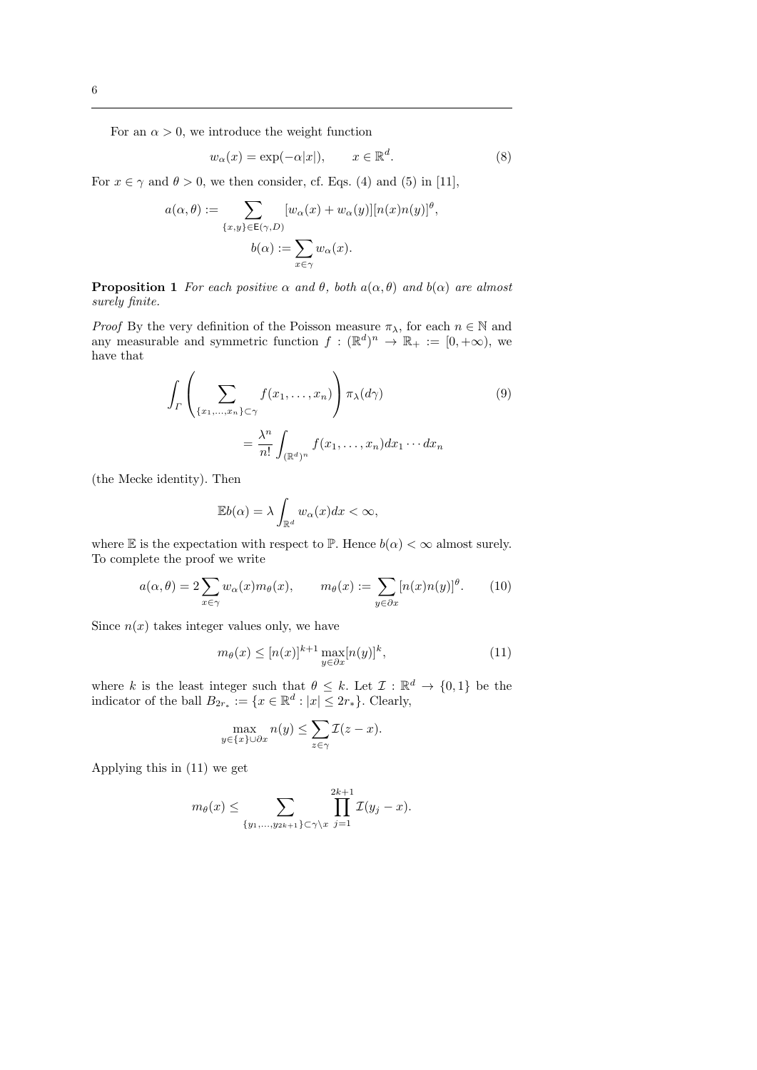For an $\alpha > 0$, we introduce the weight function

$$w_\alpha(x) = \exp(-\alpha|x|), \qquad x \in \mathbb{R}^d. \tag{8}$$

For $x \in \gamma$ and $\theta > 0$, we then consider, cf. Eqs. (4) and (5) in [11],

$$a(\alpha, \theta) := \sum_{\{x,y\} \in \mathsf{E}(\gamma, D)} [w_\alpha(x) + w_\alpha(y)][n(x)n(y)]^\theta,$$

$$b(\alpha) := \sum_{x \in \gamma} w_\alpha(x).$$

**Proposition 1** *For each positive $\alpha$ and $\theta$, both $a(\alpha, \theta)$ and $b(\alpha)$ are almost surely finite.*

*Proof* By the very definition of the Poisson measure $\pi_\lambda$, for each $n \in \mathbb{N}$ and any measurable and symmetric function $f : (\mathbb{R}^d)^n \to \mathbb{R}_+ := [0, +\infty)$, we have that

$$\int_\Gamma \left( \sum_{\{x_1,\ldots,x_n\} \subset \gamma} f(x_1, \ldots, x_n) \right) \pi_\lambda(d\gamma) \tag{9}$$

$$= \frac{\lambda^n}{n!} \int_{(\mathbb{R}^d)^n} f(x_1, \ldots, x_n) dx_1 \cdots dx_n$$

(the Mecke identity). Then

$$\mathbb{E} b(\alpha) = \lambda \int_{\mathbb{R}^d} w_\alpha(x) dx < \infty,$$

where $\mathbb{E}$ is the expectation with respect to $\mathbb{P}$. Hence $b(\alpha) < \infty$ almost surely. To complete the proof we write

$$a(\alpha, \theta) = 2 \sum_{x \in \gamma} w_\alpha(x) m_\theta(x), \qquad m_\theta(x) := \sum_{y \in \partial x} [n(x)n(y)]^\theta. \tag{10}$$

Since $n(x)$ takes integer values only, we have

$$m_\theta(x) \le [n(x)]^{k+1} \max_{y \in \partial x} [n(y)]^k, \tag{11}$$

where $k$ is the least integer such that $\theta \le k$. Let $\mathcal{I} : \mathbb{R}^d \to \{0, 1\}$ be the indicator of the ball $B_{2r_*} := \{x \in \mathbb{R}^d : |x| \le 2r_*\}$. Clearly,

$$\max_{y \in \{x\} \cup \partial x} n(y) \le \sum_{z \in \gamma} \mathcal{I}(z - x).$$

Applying this in (11) we get

$$m_\theta(x) \le \sum_{\{y_1,\ldots,y_{2k+1}\} \subset \gamma \setminus x} \prod_{j=1}^{2k+1} \mathcal{I}(y_j - x).$$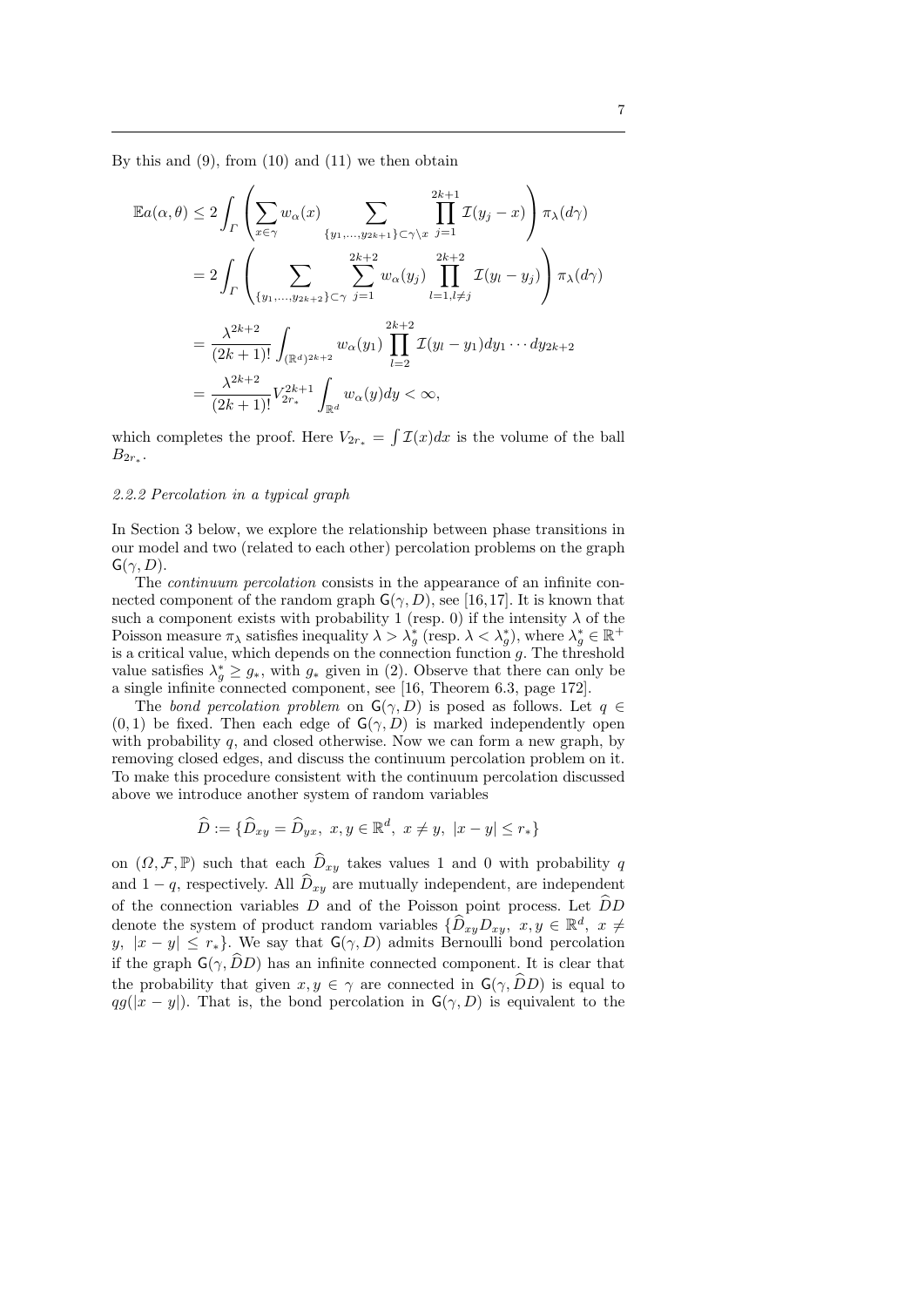By this and (9), from (10) and (11) we then obtain

$$
\begin{aligned}
\mathbb{E}a(\alpha,\theta) &\leq 2\int_{\Gamma}\left(\sum_{x\in\gamma} w_\alpha(x) \sum_{\{y_1,\ldots,y_{2k+1}\}\subset\gamma\setminus x} \prod_{j=1}^{2k+1} \mathcal{I}(y_j - x)\right)\pi_\lambda(d\gamma) \\
&= 2\int_{\Gamma}\left(\sum_{\{y_1,\ldots,y_{2k+2}\}\subset\gamma} \sum_{j=1}^{2k+2} w_\alpha(y_j) \prod_{l=1, l\neq j}^{2k+2} \mathcal{I}(y_l - y_j)\right)\pi_\lambda(d\gamma) \\
&= \frac{\lambda^{2k+2}}{(2k+1)!}\int_{(\mathbb{R}^d)^{2k+2}} w_\alpha(y_1)\prod_{l=2}^{2k+2}\mathcal{I}(y_l - y_1)dy_1\cdots dy_{2k+2} \\
&= \frac{\lambda^{2k+2}}{(2k+1)!} V_{2r_*}^{2k+1}\int_{\mathbb{R}^d} w_\alpha(y)dy < \infty,
\end{aligned}
$$

which completes the proof. Here $V_{2r_*} = \int \mathcal{I}(x)dx$ is the volume of the ball $B_{2r_*}$.

### 2.2.2 Percolation in a typical graph

In Section 3 below, we explore the relationship between phase transitions in our model and two (related to each other) percolation problems on the graph $\mathsf{G}(\gamma, D)$.

The *continuum percolation* consists in the appearance of an infinite connected component of the random graph $\mathsf{G}(\gamma, D)$, see [16,17]. It is known that such a component exists with probability 1 (resp. 0) if the intensity $\lambda$ of the Poisson measure $\pi_\lambda$ satisfies inequality $\lambda > \lambda_g^*$ (resp. $\lambda < \lambda_g^*$), where $\lambda_g^* \in \mathbb{R}^+$ is a critical value, which depends on the connection function $g$. The threshold value satisfies $\lambda_g^* \geq g_*$, with $g_*$ given in (2). Observe that there can only be a single infinite connected component, see [16, Theorem 6.3, page 172].

The *bond percolation problem* on $\mathsf{G}(\gamma, D)$ is posed as follows. Let $q \in (0,1)$ be fixed. Then each edge of $\mathsf{G}(\gamma, D)$ is marked independently open with probability $q$, and closed otherwise. Now we can form a new graph, by removing closed edges, and discuss the continuum percolation problem on it. To make this procedure consistent with the continuum percolation discussed above we introduce another system of random variables

$$
\widehat{D} := \{\widehat{D}_{xy} = \widehat{D}_{yx},\ x, y \in \mathbb{R}^d,\ x \neq y,\ |x - y| \leq r_*\}
$$

on $(\Omega, \mathcal{F}, \mathbb{P})$ such that each $\widehat{D}_{xy}$ takes values 1 and 0 with probability $q$ and $1 - q$, respectively. All $\widehat{D}_{xy}$ are mutually independent, are independent of the connection variables $D$ and of the Poisson point process. Let $\widehat{D}D$ denote the system of product random variables $\{\widehat{D}_{xy}D_{xy},\ x, y \in \mathbb{R}^d,\ x \neq y,\ |x - y| \leq r_*\}$. We say that $\mathsf{G}(\gamma, D)$ admits Bernoulli bond percolation if the graph $\mathsf{G}(\gamma, \widehat{D}D)$ has an infinite connected component. It is clear that the probability that given $x, y \in \gamma$ are connected in $\mathsf{G}(\gamma, \widehat{D}D)$ is equal to $qg(|x - y|)$. That is, the bond percolation in $\mathsf{G}(\gamma, D)$ is equivalent to the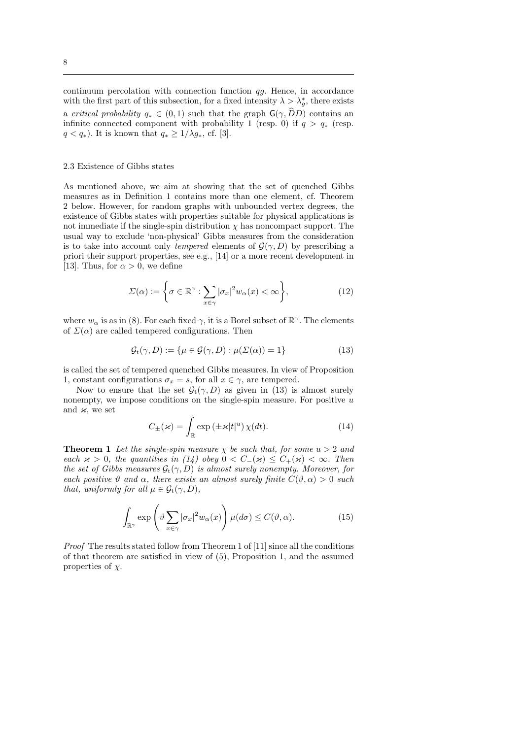continuum percolation with connection function $qg$. Hence, in accordance with the first part of this subsection, for a fixed intensity $\lambda > \lambda_g^*$, there exists a *critical probability* $q_* \in (0,1)$ such that the graph $\mathsf{G}(\gamma, \widehat{D}D)$ contains an infinite connected component with probability 1 (resp. 0) if $q > q_*$ (resp. $q < q_*$). It is known that $q_* \geq 1/\lambda g_*$, cf. [3].

### 2.3 Existence of Gibbs states

As mentioned above, we aim at showing that the set of quenched Gibbs measures as in Definition 1 contains more than one element, cf. Theorem 2 below. However, for random graphs with unbounded vertex degrees, the existence of Gibbs states with properties suitable for physical applications is not immediate if the single-spin distribution $\chi$ has noncompact support. The usual way to exclude 'non-physical' Gibbs measures from the consideration is to take into account only *tempered* elements of $\mathcal{G}(\gamma, D)$ by prescribing a priori their support properties, see e.g., [14] or a more recent development in [13]. Thus, for $\alpha > 0$, we define

$$\Sigma(\alpha) := \left\{ \sigma \in \mathbb{R}^\gamma : \sum_{x\in\gamma} |\sigma_x|^2 w_\alpha(x) < \infty \right\}, \tag{12}$$

where $w_\alpha$ is as in (8). For each fixed $\gamma$, it is a Borel subset of $\mathbb{R}^\gamma$. The elements of $\Sigma(\alpha)$ are called tempered configurations. Then

$$\mathcal{G}_{\mathrm{t}}(\gamma, D) := \{\mu \in \mathcal{G}(\gamma, D) : \mu(\Sigma(\alpha)) = 1\} \tag{13}$$

is called the set of tempered quenched Gibbs measures. In view of Proposition 1, constant configurations $\sigma_x = s$, for all $x \in \gamma$, are tempered.

Now to ensure that the set $\mathcal{G}_{\mathrm{t}}(\gamma, D)$ as given in (13) is almost surely nonempty, we impose conditions on the single-spin measure. For positive $u$ and $\varkappa$, we set

$$C_\pm(\varkappa) = \int_{\mathbb{R}} \exp\left(\pm\varkappa|t|^u\right)\chi(dt). \tag{14}$$

**Theorem 1** *Let the single-spin measure $\chi$ be such that, for some $u > 2$ and each $\varkappa > 0$, the quantities in (14) obey $0 < C_-(\varkappa) \leq C_+(\varkappa) < \infty$. Then the set of Gibbs measures $\mathcal{G}_{\mathrm{t}}(\gamma, D)$ is almost surely nonempty. Moreover, for each positive $\vartheta$ and $\alpha$, there exists an almost surely finite $C(\vartheta, \alpha) > 0$ such that, uniformly for all $\mu \in \mathcal{G}_{\mathrm{t}}(\gamma, D)$,*

$$\int_{\mathbb{R}^\gamma} \exp\left(\vartheta \sum_{x\in\gamma} |\sigma_x|^2 w_\alpha(x)\right) \mu(d\sigma) \leq C(\vartheta, \alpha). \tag{15}$$

*Proof* The results stated follow from Theorem 1 of [11] since all the conditions of that theorem are satisfied in view of (5), Proposition 1, and the assumed properties of $\chi$.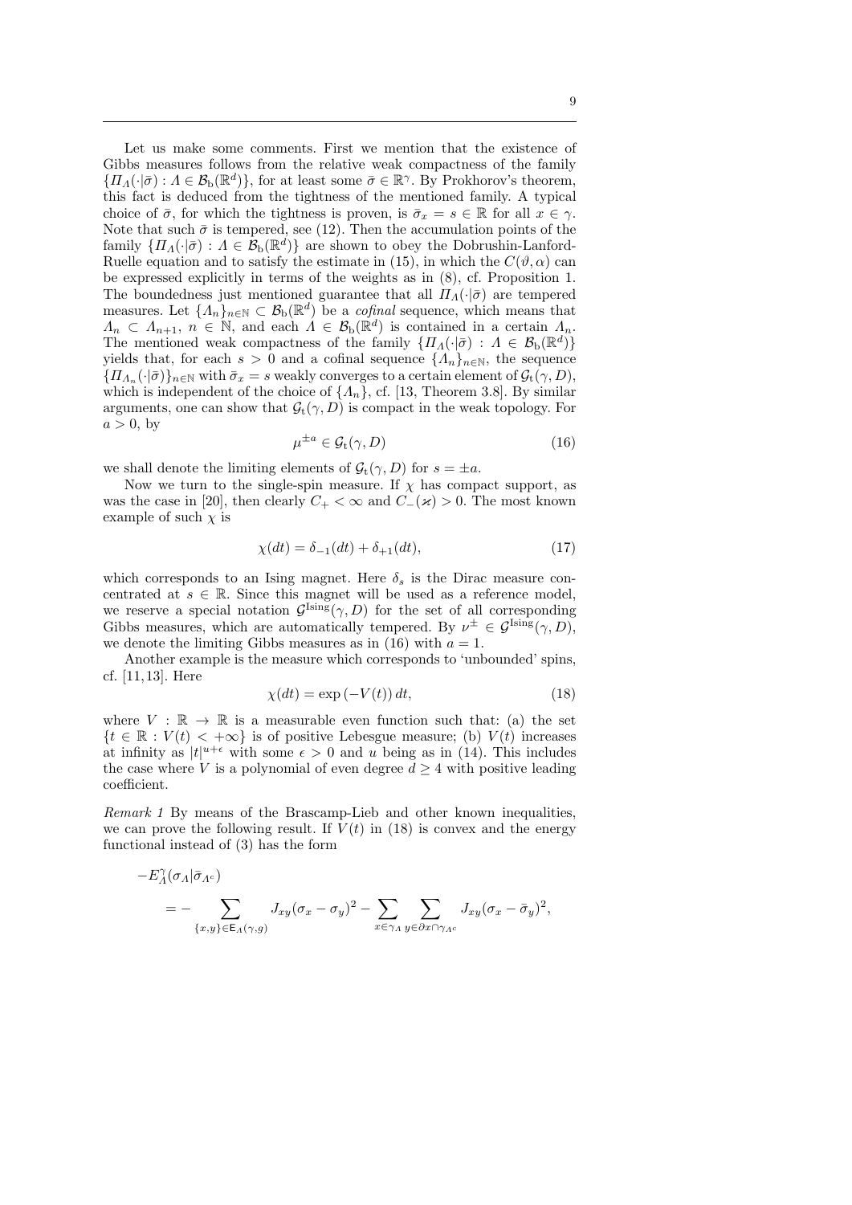Let us make some comments. First we mention that the existence of Gibbs measures follows from the relative weak compactness of the family $\{\Pi_\Lambda(\cdot|\bar{\sigma}) : \Lambda \in \mathcal{B}_{\rm b}(\mathbb{R}^d)\}$, for at least some $\bar{\sigma} \in \mathbb{R}^\gamma$. By Prokhorov's theorem, this fact is deduced from the tightness of the mentioned family. A typical choice of $\bar{\sigma}$, for which the tightness is proven, is $\bar{\sigma}_x = s \in \mathbb{R}$ for all $x \in \gamma$. Note that such $\bar{\sigma}$ is tempered, see (12). Then the accumulation points of the family $\{\Pi_\Lambda(\cdot|\bar{\sigma}) : \Lambda \in \mathcal{B}_{\rm b}(\mathbb{R}^d)\}$ are shown to obey the Dobrushin-Lanford-Ruelle equation and to satisfy the estimate in (15), in which the $C(\vartheta, \alpha)$ can be expressed explicitly in terms of the weights as in (8), cf. Proposition 1. The boundedness just mentioned guarantee that all $\Pi_\Lambda(\cdot|\bar{\sigma})$ are tempered measures. Let $\{\Lambda_n\}_{n\in\mathbb{N}} \subset \mathcal{B}_{\rm b}(\mathbb{R}^d)$ be a *cofinal* sequence, which means that $\Lambda_n \subset \Lambda_{n+1}$, $n \in \mathbb{N}$, and each $\Lambda \in \mathcal{B}_{\rm b}(\mathbb{R}^d)$ is contained in a certain $\Lambda_n$. The mentioned weak compactness of the family $\{\Pi_\Lambda(\cdot|\bar{\sigma}) : \Lambda \in \mathcal{B}_{\rm b}(\mathbb{R}^d)\}$ yields that, for each $s > 0$ and a cofinal sequence $\{\Lambda_n\}_{n\in\mathbb{N}}$, the sequence $\{\Pi_{\Lambda_n}(\cdot|\bar{\sigma})\}_{n\in\mathbb{N}}$ with $\bar{\sigma}_x = s$ weakly converges to a certain element of $\mathcal{G}_{\rm t}(\gamma, D)$, which is independent of the choice of $\{\Lambda_n\}$, cf. [13, Theorem 3.8]. By similar arguments, one can show that $\mathcal{G}_{\rm t}(\gamma, D)$ is compact in the weak topology. For $a > 0$, by

$$\mu^{\pm a} \in \mathcal{G}_{\rm t}(\gamma, D) \tag{16}$$

we shall denote the limiting elements of $\mathcal{G}_{\rm t}(\gamma, D)$ for $s = \pm a$.

Now we turn to the single-spin measure. If $\chi$ has compact support, as was the case in [20], then clearly $C_+ < \infty$ and $C_-(\varkappa) > 0$. The most known example of such $\chi$ is

$$\chi(dt) = \delta_{-1}(dt) + \delta_{+1}(dt), \tag{17}$$

which corresponds to an Ising magnet. Here $\delta_s$ is the Dirac measure concentrated at $s \in \mathbb{R}$. Since this magnet will be used as a reference model, we reserve a special notation $\mathcal{G}^{\rm Ising}(\gamma, D)$ for the set of all corresponding Gibbs measures, which are automatically tempered. By $\nu^\pm \in \mathcal{G}^{\rm Ising}(\gamma, D)$, we denote the limiting Gibbs measures as in (16) with $a = 1$.

Another example is the measure which corresponds to 'unbounded' spins, cf. [11,13]. Here

$$\chi(dt) = \exp\left(-V(t)\right) dt, \tag{18}$$

where $V : \mathbb{R} \to \mathbb{R}$ is a measurable even function such that: (a) the set $\{t \in \mathbb{R} : V(t) < +\infty\}$ is of positive Lebesgue measure; (b) $V(t)$ increases at infinity as $|t|^{u+\epsilon}$ with some $\epsilon > 0$ and $u$ being as in (14). This includes the case where $V$ is a polynomial of even degree $d \geq 4$ with positive leading coefficient.

*Remark 1* By means of the Brascamp-Lieb and other known inequalities, we can prove the following result. If $V(t)$ in (18) is convex and the energy functional instead of (3) has the form

$$\begin{aligned} &-E_\Lambda^\gamma(\sigma_\Lambda|\bar{\sigma}_{\Lambda^c}) \\ &\quad = -\sum_{\{x,y\}\in\mathsf{E}_\Lambda(\gamma,g)} J_{xy}(\sigma_x - \sigma_y)^2 - \sum_{x\in\gamma_\Lambda}\sum_{y\in\partial x\cap\gamma_{\Lambda^c}} J_{xy}(\sigma_x - \bar{\sigma}_y)^2, \end{aligned}$$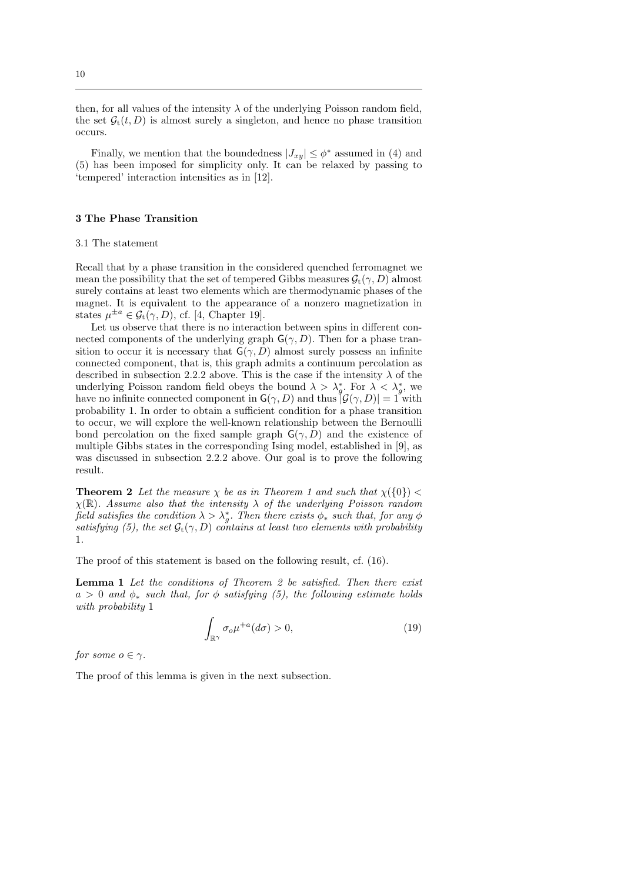then, for all values of the intensity $\lambda$ of the underlying Poisson random field, the set $\mathcal{G}_{\mathrm{t}}(t, D)$ is almost surely a singleton, and hence no phase transition occurs.

Finally, we mention that the boundedness $|J_{xy}| \leq \phi^*$ assumed in (4) and (5) has been imposed for simplicity only. It can be relaxed by passing to 'tempered' interaction intensities as in [12].

## 3 The Phase Transition

### 3.1 The statement

Recall that by a phase transition in the considered quenched ferromagnet we mean the possibility that the set of tempered Gibbs measures $\mathcal{G}_{\mathrm{t}}(\gamma, D)$ almost surely contains at least two elements which are thermodynamic phases of the magnet. It is equivalent to the appearance of a nonzero magnetization in states $\mu^{\pm a} \in \mathcal{G}_{\mathrm{t}}(\gamma, D)$, cf. [4, Chapter 19].

Let us observe that there is no interaction between spins in different connected components of the underlying graph $\mathsf{G}(\gamma, D)$. Then for a phase transition to occur it is necessary that $\mathsf{G}(\gamma, D)$ almost surely possess an infinite connected component, that is, this graph admits a continuum percolation as described in subsection 2.2.2 above. This is the case if the intensity $\lambda$ of the underlying Poisson random field obeys the bound $\lambda > \lambda_g^*$. For $\lambda < \lambda_g^*$, we have no infinite connected component in $\mathsf{G}(\gamma, D)$ and thus $|\mathcal{G}(\gamma, D)| = 1$ with probability 1. In order to obtain a sufficient condition for a phase transition to occur, we will explore the well-known relationship between the Bernoulli bond percolation on the fixed sample graph $\mathsf{G}(\gamma, D)$ and the existence of multiple Gibbs states in the corresponding Ising model, established in [9], as was discussed in subsection 2.2.2 above. Our goal is to prove the following result.

**Theorem 2** *Let the measure $\chi$ be as in Theorem 1 and such that $\chi(\{0\}) < \chi(\mathbb{R})$. Assume also that the intensity $\lambda$ of the underlying Poisson random field satisfies the condition $\lambda > \lambda_g^*$. Then there exists $\phi_*$ such that, for any $\phi$ satisfying (5), the set $\mathcal{G}_{\mathrm{t}}(\gamma, D)$ contains at least two elements with probability 1.*

The proof of this statement is based on the following result, cf. (16).

**Lemma 1** *Let the conditions of Theorem 2 be satisfied. Then there exist $a > 0$ and $\phi_*$ such that, for $\phi$ satisfying (5), the following estimate holds with probability* 1

$$
\int_{\mathbb{R}^\gamma} \sigma_o \mu^{+a}(d\sigma) > 0, \tag{19}
$$

*for some $o \in \gamma$.*

The proof of this lemma is given in the next subsection.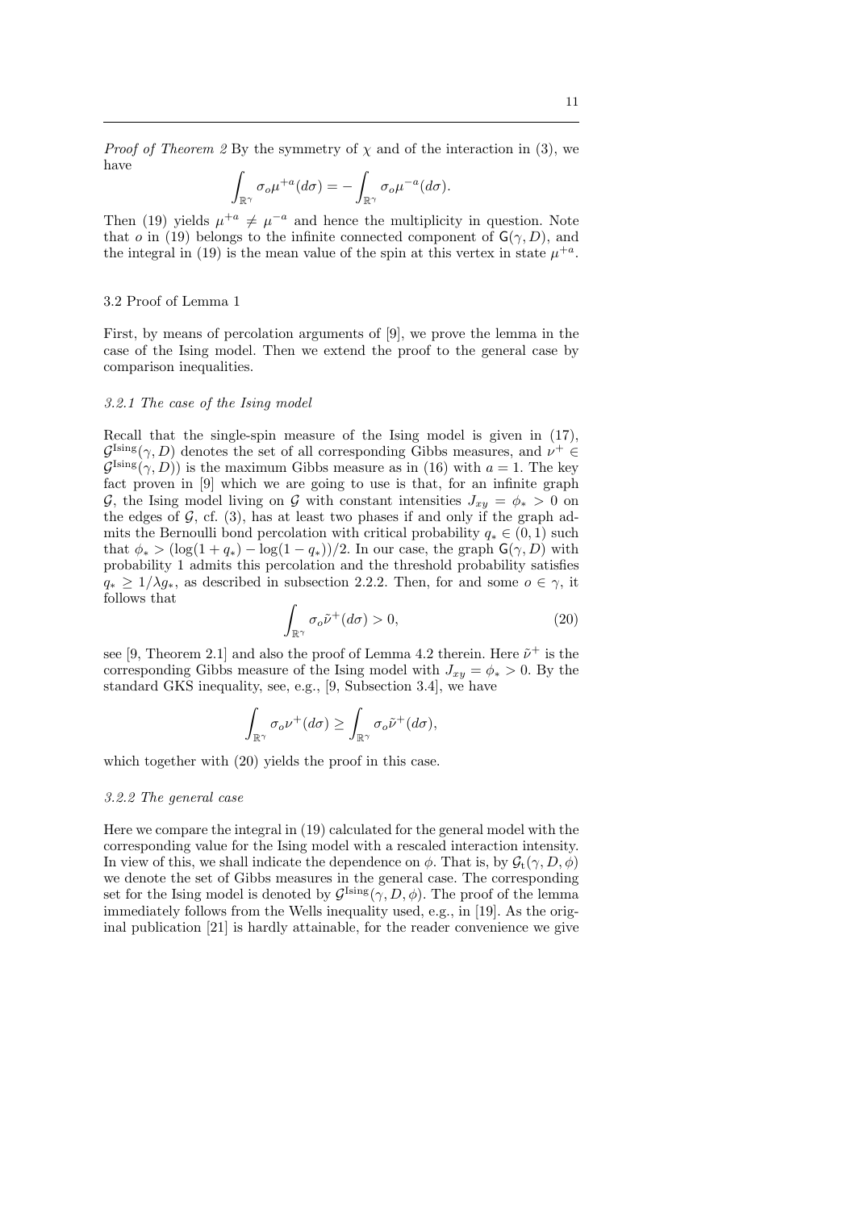*Proof of Theorem 2* By the symmetry of $\chi$ and of the interaction in (3), we have

$$\int_{\mathbb{R}^\gamma} \sigma_o \mu^{+a}(d\sigma) = - \int_{\mathbb{R}^\gamma} \sigma_o \mu^{-a}(d\sigma).$$

Then (19) yields $\mu^{+a} \neq \mu^{-a}$ and hence the multiplicity in question. Note that $o$ in (19) belongs to the infinite connected component of $\mathsf{G}(\gamma, D)$, and the integral in (19) is the mean value of the spin at this vertex in state $\mu^{+a}$.

### 3.2 Proof of Lemma 1

First, by means of percolation arguments of [9], we prove the lemma in the case of the Ising model. Then we extend the proof to the general case by comparison inequalities.

#### *3.2.1 The case of the Ising model*

Recall that the single-spin measure of the Ising model is given in (17), $\mathcal{G}^{\rm Ising}(\gamma, D)$ denotes the set of all corresponding Gibbs measures, and $\nu^+ \in \mathcal{G}^{\rm Ising}(\gamma, D))$ is the maximum Gibbs measure as in (16) with $a = 1$. The key fact proven in [9] which we are going to use is that, for an infinite graph $\mathcal{G}$, the Ising model living on $\mathcal{G}$ with constant intensities $J_{xy} = \phi_* > 0$ on the edges of $\mathcal{G}$, cf. (3), has at least two phases if and only if the graph admits the Bernoulli bond percolation with critical probability $q_* \in (0, 1)$ such that $\phi_* > (\log(1 + q_*) - \log(1 - q_*))/2$. In our case, the graph $\mathsf{G}(\gamma, D)$ with probability 1 admits this percolation and the threshold probability satisfies $q_* \geq 1/\lambda g_*$, as described in subsection 2.2.2. Then, for and some $o \in \gamma$, it follows that

$$\int_{\mathbb{R}^\gamma} \sigma_o \tilde{\nu}^+(d\sigma) > 0, \tag{20}$$

see [9, Theorem 2.1] and also the proof of Lemma 4.2 therein. Here $\tilde{\nu}^+$ is the corresponding Gibbs measure of the Ising model with $J_{xy} = \phi_* > 0$. By the standard GKS inequality, see, e.g., [9, Subsection 3.4], we have

$$\int_{\mathbb{R}^\gamma} \sigma_o \nu^+(d\sigma) \geq \int_{\mathbb{R}^\gamma} \sigma_o \tilde{\nu}^+(d\sigma),$$

which together with (20) yields the proof in this case.

#### *3.2.2 The general case*

Here we compare the integral in (19) calculated for the general model with the corresponding value for the Ising model with a rescaled interaction intensity. In view of this, we shall indicate the dependence on $\phi$. That is, by $\mathcal{G}_{\rm t}(\gamma, D, \phi)$ we denote the set of Gibbs measures in the general case. The corresponding set for the Ising model is denoted by $\mathcal{G}^{\rm Ising}(\gamma, D, \phi)$. The proof of the lemma immediately follows from the Wells inequality used, e.g., in [19]. As the original publication [21] is hardly attainable, for the reader convenience we give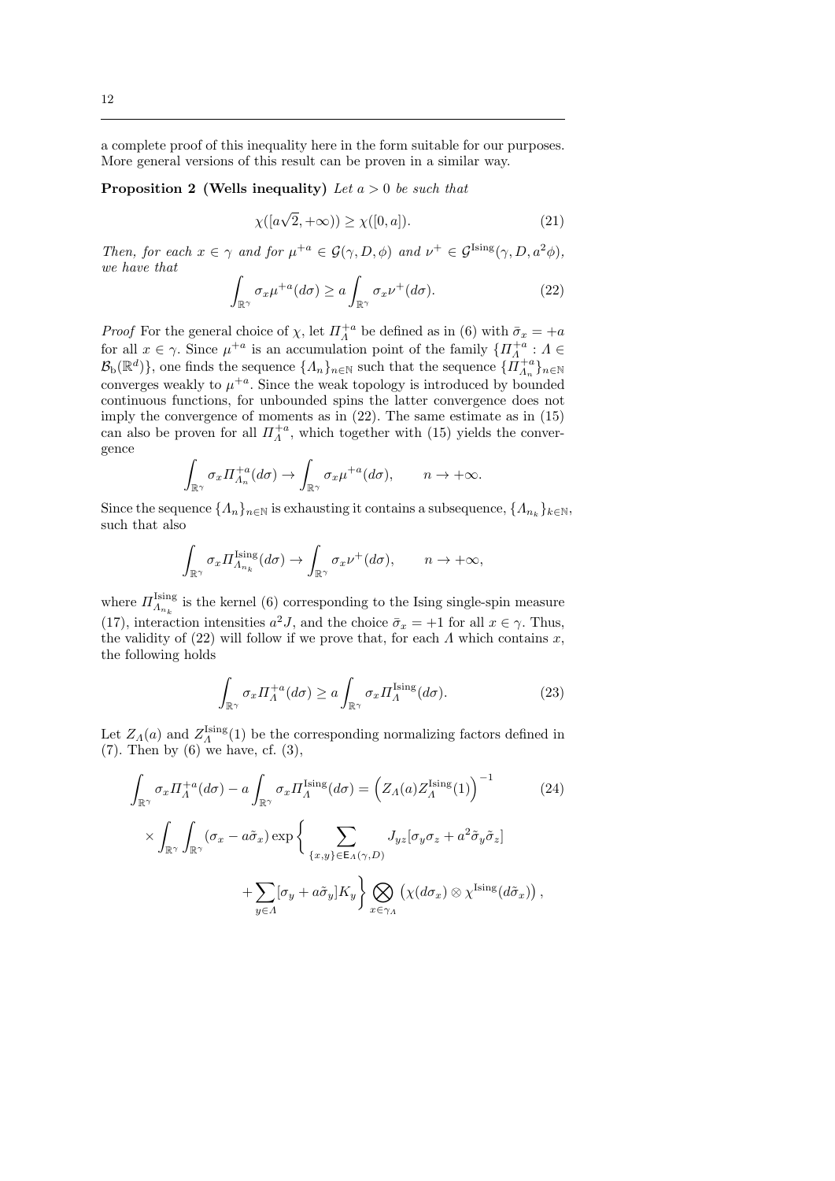a complete proof of this inequality here in the form suitable for our purposes. More general versions of this result can be proven in a similar way.

**Proposition 2 (Wells inequality)** *Let $a > 0$ be such that*

$$\chi([a\sqrt{2}, +\infty)) \geq \chi([0, a]). \tag{21}$$

*Then, for each $x \in \gamma$ and for $\mu^{+a} \in \mathcal{G}(\gamma, D, \phi)$ and $\nu^{+} \in \mathcal{G}^{\rm Ising}(\gamma, D, a^2\phi)$, we have that*

$$\int_{\mathbb{R}^\gamma} \sigma_x \mu^{+a}(d\sigma) \geq a \int_{\mathbb{R}^\gamma} \sigma_x \nu^{+}(d\sigma). \tag{22}$$

*Proof* For the general choice of $\chi$, let $\Pi_\Lambda^{+a}$ be defined as in (6) with $\bar{\sigma}_x = +a$ for all $x \in \gamma$. Since $\mu^{+a}$ is an accumulation point of the family $\{\Pi_\Lambda^{+a} : \Lambda \in \mathcal{B}_{\rm b}(\mathbb{R}^d)\}$, one finds the sequence $\{\Lambda_n\}_{n\in\mathbb{N}}$ such that the sequence $\{\Pi_{\Lambda_n}^{+a}\}_{n\in\mathbb{N}}$ converges weakly to $\mu^{+a}$. Since the weak topology is introduced by bounded continuous functions, for unbounded spins the latter convergence does not imply the convergence of moments as in (22). The same estimate as in (15) can also be proven for all $\Pi_\Lambda^{+a}$, which together with (15) yields the convergence

$$\int_{\mathbb{R}^\gamma} \sigma_x \Pi_{\Lambda_n}^{+a}(d\sigma) \to \int_{\mathbb{R}^\gamma} \sigma_x \mu^{+a}(d\sigma), \qquad n \to +\infty.$$

Since the sequence $\{\Lambda_n\}_{n\in\mathbb{N}}$ is exhausting it contains a subsequence, $\{\Lambda_{n_k}\}_{k\in\mathbb{N}}$, such that also

$$\int_{\mathbb{R}^\gamma} \sigma_x \Pi_{\Lambda_{n_k}}^{\rm Ising}(d\sigma) \to \int_{\mathbb{R}^\gamma} \sigma_x \nu^{+}(d\sigma), \qquad n \to +\infty,$$

where $\Pi_{\Lambda_{n_k}}^{\rm Ising}$ is the kernel (6) corresponding to the Ising single-spin measure (17), interaction intensities $a^2 J$, and the choice $\bar{\sigma}_x = +1$ for all $x \in \gamma$. Thus, the validity of (22) will follow if we prove that, for each $\Lambda$ which contains $x$, the following holds

$$\int_{\mathbb{R}^\gamma} \sigma_x \Pi_\Lambda^{+a}(d\sigma) \geq a \int_{\mathbb{R}^\gamma} \sigma_x \Pi_\Lambda^{\rm Ising}(d\sigma). \tag{23}$$

Let $Z_\Lambda(a)$ and $Z_\Lambda^{\rm Ising}(1)$ be the corresponding normalizing factors defined in (7). Then by (6) we have, cf. (3),

$$\begin{aligned}
\int_{\mathbb{R}^\gamma} \sigma_x \Pi_\Lambda^{+a}(d\sigma) - a \int_{\mathbb{R}^\gamma} \sigma_x \Pi_\Lambda^{\rm Ising}(d\sigma) &= \left(Z_\Lambda(a) Z_\Lambda^{\rm Ising}(1)\right)^{-1} \qquad (24)\\
\times \int_{\mathbb{R}^\gamma} \int_{\mathbb{R}^\gamma} (\sigma_x - a\tilde{\sigma}_x) \exp\Bigg\{ &\sum_{\{x,y\}\in \mathsf{E}_\Lambda(\gamma,D)} J_{yz}[\sigma_y \sigma_z + a^2 \tilde{\sigma}_y \tilde{\sigma}_z] \\
&+ \sum_{y\in\Lambda} [\sigma_y + a\tilde{\sigma}_y] K_y \Bigg\} \bigotimes_{x\in\gamma_\Lambda} \left(\chi(d\sigma_x) \otimes \chi^{\rm Ising}(d\tilde{\sigma}_x)\right),
\end{aligned}$$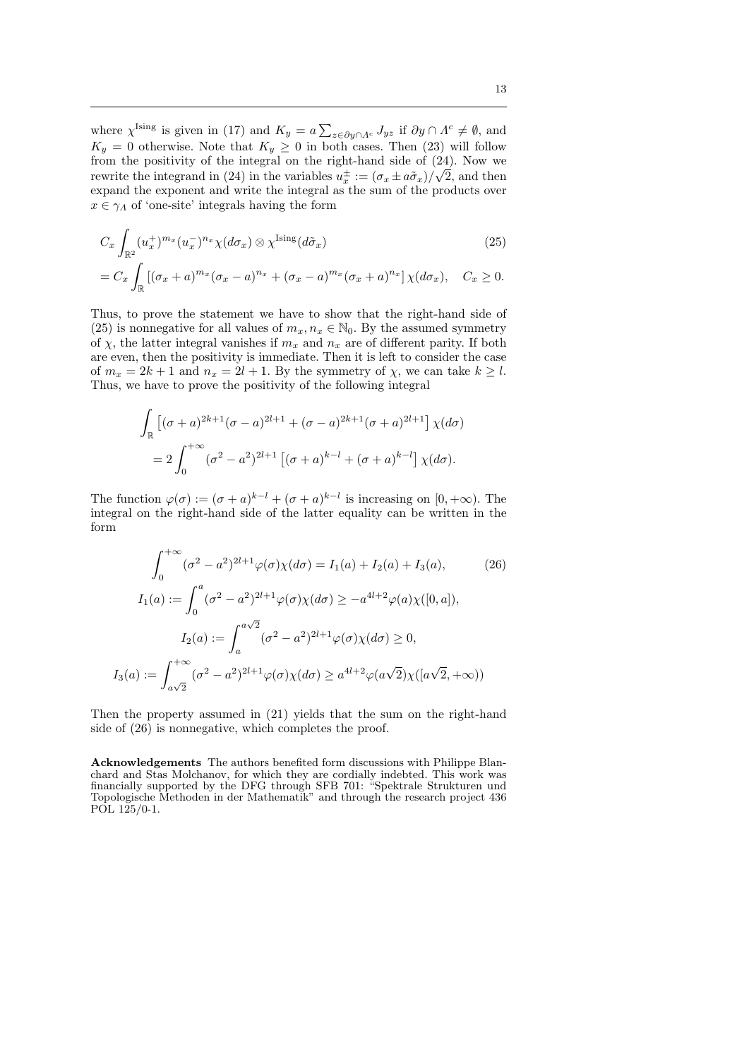where $\chi^{\text{Ising}}$ is given in (17) and $K_y = a\sum_{z\in\partial y\cap\Lambda^c} J_{yz}$ if $\partial y\cap\Lambda^c \neq \emptyset$, and $K_y = 0$ otherwise. Note that $K_y \geq 0$ in both cases. Then (23) will follow from the positivity of the integral on the right-hand side of (24). Now we rewrite the integrand in (24) in the variables $u_x^{\pm} := (\sigma_x \pm a\tilde{\sigma}_x)/\sqrt{2}$, and then expand the exponent and write the integral as the sum of the products over $x \in \gamma_\Lambda$ of 'one-site' integrals having the form

$$
\begin{aligned}
&C_x \int_{\mathbb{R}^2} (u_x^+)^{m_x}(u_x^-)^{n_x}\chi(d\sigma_x)\otimes\chi^{\text{Ising}}(d\tilde{\sigma}_x) \qquad (25)\\
&= C_x \int_{\mathbb{R}} \left[(\sigma_x + a)^{m_x}(\sigma_x - a)^{n_x} + (\sigma_x - a)^{m_x}(\sigma_x + a)^{n_x}\right]\chi(d\sigma_x), \quad C_x \geq 0.
\end{aligned}
$$

Thus, to prove the statement we have to show that the right-hand side of (25) is nonnegative for all values of $m_x, n_x \in \mathbb{N}_0$. By the assumed symmetry of $\chi$, the latter integral vanishes if $m_x$ and $n_x$ are of different parity. If both are even, then the positivity is immediate. Then it is left to consider the case of $m_x = 2k+1$ and $n_x = 2l+1$. By the symmetry of $\chi$, we can take $k \geq l$. Thus, we have to prove the positivity of the following integral

$$
\begin{aligned}
&\int_{\mathbb{R}} \left[(\sigma + a)^{2k+1}(\sigma - a)^{2l+1} + (\sigma - a)^{2k+1}(\sigma + a)^{2l+1}\right]\chi(d\sigma)\\
&\quad = 2\int_0^{+\infty} (\sigma^2 - a^2)^{2l+1}\left[(\sigma + a)^{k-l} + (\sigma + a)^{k-l}\right]\chi(d\sigma).
\end{aligned}
$$

The function $\varphi(\sigma) := (\sigma + a)^{k-l} + (\sigma + a)^{k-l}$ is increasing on $[0, +\infty)$. The integral on the right-hand side of the latter equality can be written in the form

$$
\begin{aligned}
&\int_0^{+\infty} (\sigma^2 - a^2)^{2l+1}\varphi(\sigma)\chi(d\sigma) = I_1(a) + I_2(a) + I_3(a), \qquad (26)\\
&I_1(a) := \int_0^a (\sigma^2 - a^2)^{2l+1}\varphi(\sigma)\chi(d\sigma) \geq -a^{4l+2}\varphi(a)\chi([0, a]),\\
&I_2(a) := \int_a^{a\sqrt{2}} (\sigma^2 - a^2)^{2l+1}\varphi(\sigma)\chi(d\sigma) \geq 0,\\
&I_3(a) := \int_{a\sqrt{2}}^{+\infty} (\sigma^2 - a^2)^{2l+1}\varphi(\sigma)\chi(d\sigma) \geq a^{4l+2}\varphi(a\sqrt{2})\chi([a\sqrt{2}, +\infty))
\end{aligned}
$$

Then the property assumed in (21) yields that the sum on the right-hand side of (26) is nonnegative, which completes the proof.

**Acknowledgements** The authors benefited form discussions with Philippe Blanchard and Stas Molchanov, for which they are cordially indebted. This work was financially supported by the DFG through SFB 701: "Spektrale Strukturen und Topologische Methoden in der Mathematik" and through the research project 436 POL 125/0-1.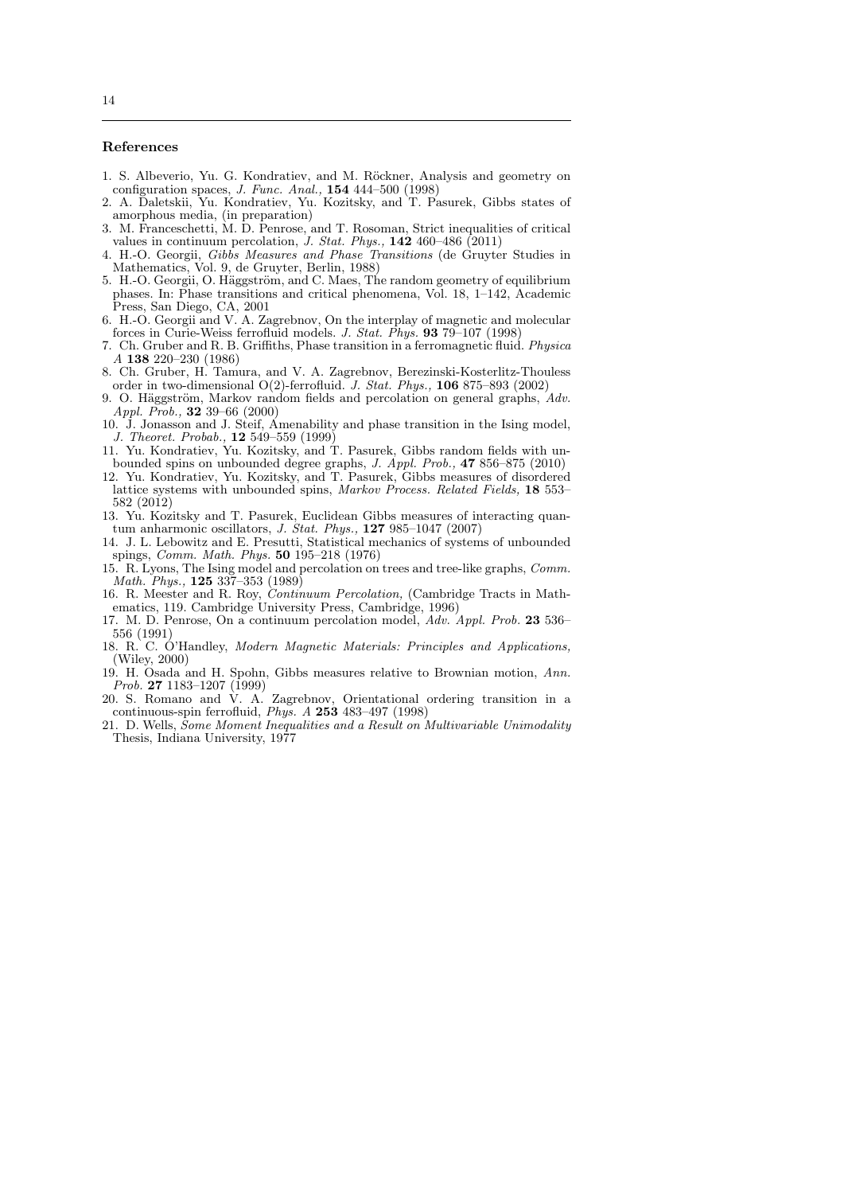## References

1. S. Albeverio, Yu. G. Kondratiev, and M. Röckner, Analysis and geometry on configuration spaces, *J. Func. Anal.,* **154** 444–500 (1998)
2. A. Daletskii, Yu. Kondratiev, Yu. Kozitsky, and T. Pasurek, Gibbs states of amorphous media, (in preparation)
3. M. Franceschetti, M. D. Penrose, and T. Rosoman, Strict inequalities of critical values in continuum percolation, *J. Stat. Phys.,* **142** 460–486 (2011)
4. H.-O. Georgii, *Gibbs Measures and Phase Transitions* (de Gruyter Studies in Mathematics, Vol. 9, de Gruyter, Berlin, 1988)
5. H.-O. Georgii, O. Häggström, and C. Maes, The random geometry of equilibrium phases. In: Phase transitions and critical phenomena, Vol. 18, 1–142, Academic Press, San Diego, CA, 2001
6. H.-O. Georgii and V. A. Zagrebnov, On the interplay of magnetic and molecular forces in Curie-Weiss ferrofluid models. *J. Stat. Phys.* **93** 79–107 (1998)
7. Ch. Gruber and R. B. Griffiths, Phase transition in a ferromagnetic fluid. *Physica A* **138** 220–230 (1986)
8. Ch. Gruber, H. Tamura, and V. A. Zagrebnov, Berezinski-Kosterlitz-Thouless order in two-dimensional O(2)-ferrofluid. *J. Stat. Phys.,* **106** 875–893 (2002)
9. O. Häggström, Markov random fields and percolation on general graphs, *Adv. Appl. Prob.,* **32** 39–66 (2000)
10. J. Jonasson and J. Steif, Amenability and phase transition in the Ising model, *J. Theoret. Probab.,* **12** 549–559 (1999)
11. Yu. Kondratiev, Yu. Kozitsky, and T. Pasurek, Gibbs random fields with unbounded spins on unbounded degree graphs, *J. Appl. Prob.,* **47** 856–875 (2010)
12. Yu. Kondratiev, Yu. Kozitsky, and T. Pasurek, Gibbs measures of disordered lattice systems with unbounded spins, *Markov Process. Related Fields,* **18** 553–582 (2012)
13. Yu. Kozitsky and T. Pasurek, Euclidean Gibbs measures of interacting quantum anharmonic oscillators, *J. Stat. Phys.,* **127** 985–1047 (2007)
14. J. L. Lebowitz and E. Presutti, Statistical mechanics of systems of unbounded spings, *Comm. Math. Phys.* **50** 195–218 (1976)
15. R. Lyons, The Ising model and percolation on trees and tree-like graphs, *Comm. Math. Phys.,* **125** 337–353 (1989)
16. R. Meester and R. Roy, *Continuum Percolation,* (Cambridge Tracts in Mathematics, 119. Cambridge University Press, Cambridge, 1996)
17. M. D. Penrose, On a continuum percolation model, *Adv. Appl. Prob.* **23** 536–556 (1991)
18. R. C. O'Handley, *Modern Magnetic Materials: Principles and Applications,* (Wiley, 2000)
19. H. Osada and H. Spohn, Gibbs measures relative to Brownian motion, *Ann. Prob.* **27** 1183–1207 (1999)
20. S. Romano and V. A. Zagrebnov, Orientational ordering transition in a continuous-spin ferrofluid, *Phys. A* **253** 483–497 (1998)
21. D. Wells, *Some Moment Inequalities and a Result on Multivariable Unimodality* Thesis, Indiana University, 1977